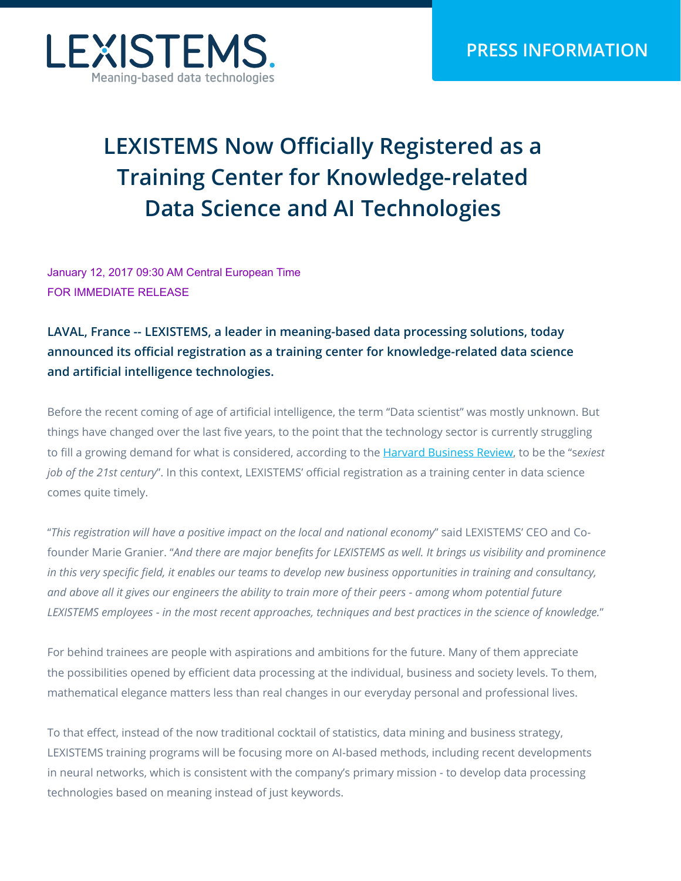LEXISTEMS

Meaning-based data technologies

PRESS INFORMATION

# LEXISTEMS Now Officially Registered as a Training Center for Knowledge-related Data Science and AI Technologies

January 12, 2017 09:30 AM Central European Time

FOR IMMEDIATE RELEASE

**LAVAL, France -- LEXISTEMS, a leader in meaning-based data processing solutions, today announced its official registration as a training center for knowledge-related data science and artificial intelligence technologies.**

Before the recent coming of age of artificial intelligence, the term “Data scientist” was mostly unknown. But things have changed over the last five years, to the point that the technology sector is currently struggling to fill a growing demand for what is considered, according to the Harvard Business Review, to be the “s*exiest job of the 21st century*”. In this context, LEXISTEMS’ official registration as a training center in data science comes quite timely.

“*This registration will have a positive impact on the local and national economy*” said LEXISTEMS’ CEO and Co-founder Marie Granier. “*And there are major benefits for LEXISTEMS as well. It brings us visibility and prominence in this very specific field, it enables our teams to develop new business opportunities in training and consultancy, and above all it gives our engineers the ability to train more of their peers - among whom potential future LEXISTEMS employees - in the most recent approaches, techniques and best practices in the science of knowledge.*”

For behind trainees are people with aspirations and ambitions for the future. Many of them appreciate the possibilities opened by efficient data processing at the individual, business and society levels. To them, mathematical elegance matters less than real changes in our everyday personal and professional lives.

To that effect, instead of the now traditional cocktail of statistics, data mining and business strategy, LEXISTEMS training programs will be focusing more on AI-based methods, including recent developments in neural networks, which is consistent with the company’s primary mission - to develop data processing technologies based on meaning instead of just keywords.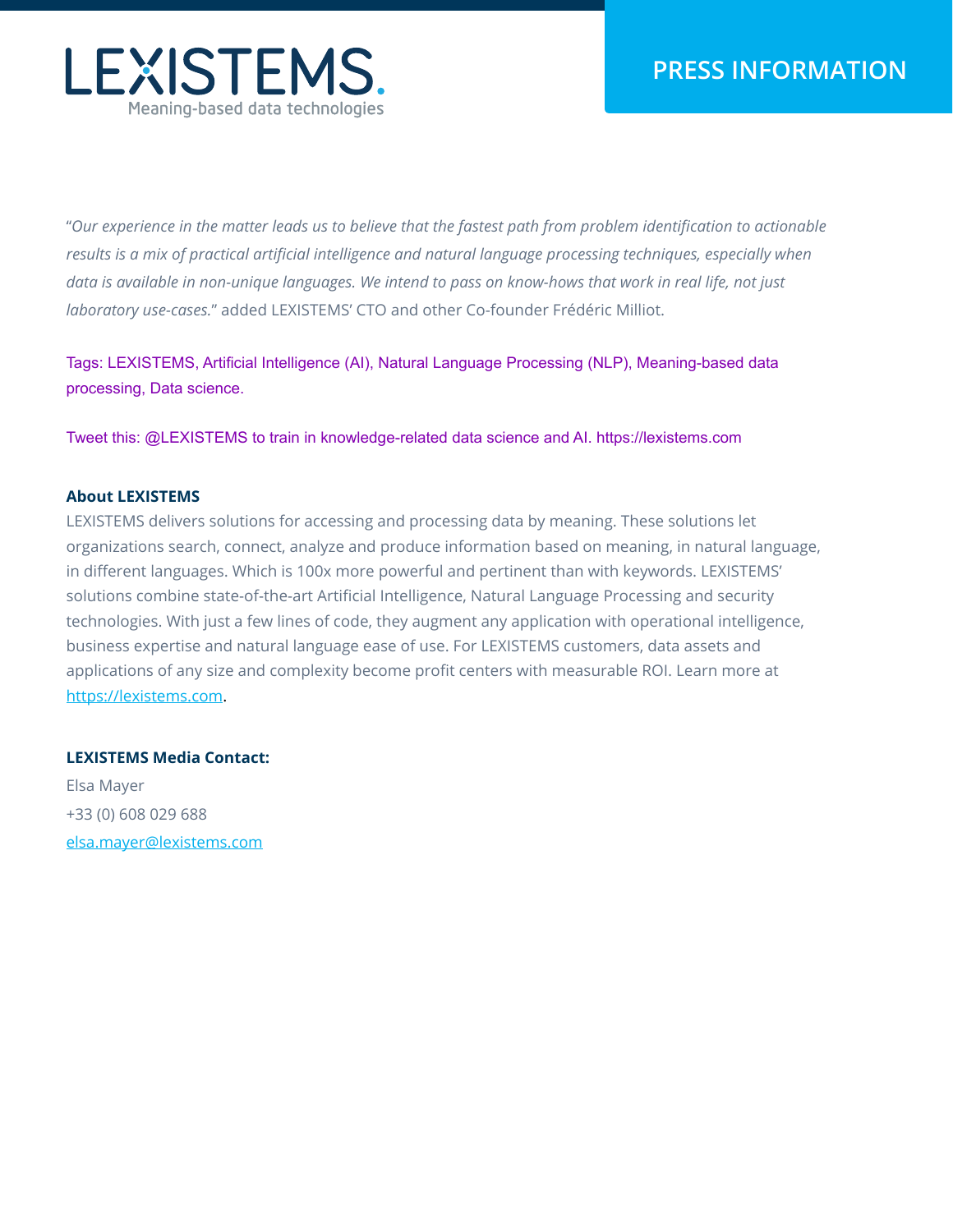"*Our experience in the matter leads us to believe that the fastest path from problem identification to actionable results is a mix of practical artificial intelligence and natural language processing techniques, especially when data is available in non-unique languages. We intend to pass on know-hows that work in real life, not just laboratory use-cases.*" added LEXISTEMS' CTO and other Co-founder Frédéric Milliot.

Tags: LEXISTEMS, Artificial Intelligence (AI), Natural Language Processing (NLP), Meaning-based data processing, Data science.

Tweet this: @LEXISTEMS to train in knowledge-related data science and AI. https://lexistems.com

**About LEXISTEMS**

LEXISTEMS delivers solutions for accessing and processing data by meaning. These solutions let organizations search, connect, analyze and produce information based on meaning, in natural language, in different languages. Which is 100x more powerful and pertinent than with keywords. LEXISTEMS' solutions combine state-of-the-art Artificial Intelligence, Natural Language Processing and security technologies. With just a few lines of code, they augment any application with operational intelligence, business expertise and natural language ease of use. For LEXISTEMS customers, data assets and applications of any size and complexity become profit centers with measurable ROI. Learn more at https://lexistems.com.

**LEXISTEMS Media Contact:**

Elsa Mayer

+33 (0) 608 029 688

elsa.mayer@lexistems.com